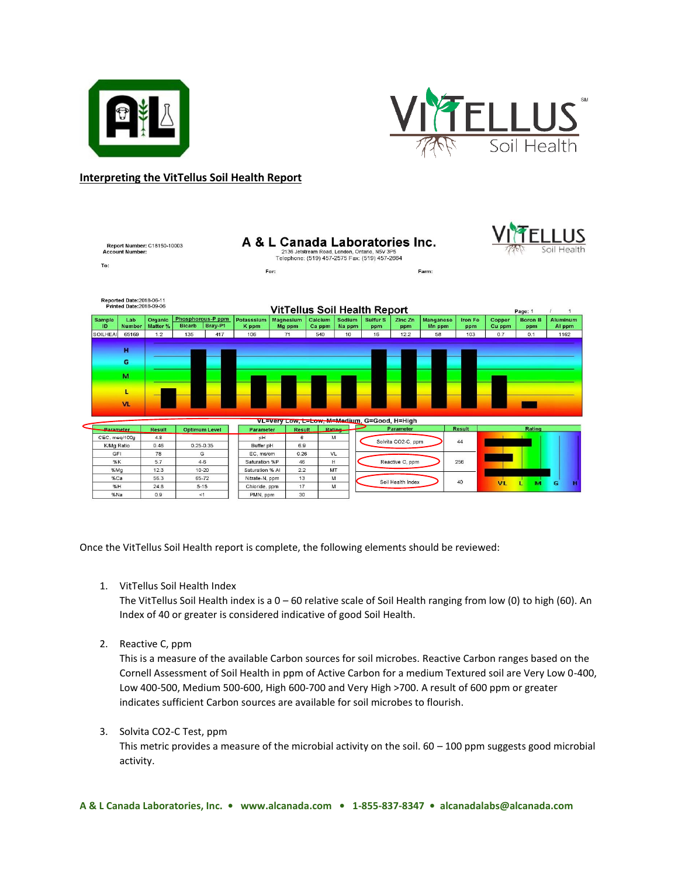## Interpreting the VitTellus Soil Health Report

**A & L Canada Laboratories Inc.**
2136 Jetstream Road, London, Ontario, N5V 3P5
Telephone: (519) 457-2575 Fax: (519) 457-2664

Report Number: C18150-10003
Account Number:
To:
For:
Farm:

Reported Date:2018-06-11
Printed Date:2018-09-06

### VitTellus Soil Health Report

Page: 1 / 1

| Sample ID | Lab Number | Organic Matter % | Phosphorous-P ppm Bicarb | Phosphorous-P ppm Bray-P1 | Potassium K ppm | Magnesium Mg ppm | Calcium Ca ppm | Sodium Na ppm | Sulfur S ppm | Zinc Zn ppm | Manganese Mn ppm | Iron Fe ppm | Copper Cu ppm | Boron B ppm | Aluminum Al ppm |
|---|---|---|---|---|---|---|---|---|---|---|---|---|---|---|---|
| SOILHEAI | 65169 | 1.2 | 135 | 417 | 106 | 71 | 540 | 10 | 16 | 12.2 | 58 | 103 | 0.7 | 0.1 | 1162 |

VL=Very Low, L=Low, M=Medium, G=Good, H=High

| Parameter | Result | Optimum Level |
|---|---|---|
| CEC, meq/100g | 4.8 | |
| K/Mg Ratio | 0.46 | 0.25-0.35 |
| GFI | 78 | G |
| %K | 5.7 | 4-6 |
| %Mg | 12.3 | 10-20 |
| %Ca | 56.3 | 65-72 |
| %H | 24.8 | 5-15 |
| %Na | 0.9 | <1 |

| Parameter | Result | Rating |
|---|---|---|
| pH | 6 | M |
| Buffer pH | 6.9 | |
| EC, ms/cm | 0.26 | VL |
| Saturation %P | 46 | H |
| Saturation % Al | 2.2 | MT |
| Nitrate-N, ppm | 13 | M |
| Chloride, ppm | 17 | M |
| PMN, ppm | 30 | |

| Parameter | Result |
|---|---|
| Solvita CO2-C, ppm | 44 |
| Reactive C, ppm | 256 |
| Soil Health Index | 40 |

Once the VitTellus Soil Health report is complete, the following elements should be reviewed:

1. VitTellus Soil Health Index
   The VitTellus Soil Health index is a 0 – 60 relative scale of Soil Health ranging from low (0) to high (60). An Index of 40 or greater is considered indicative of good Soil Health.

2. Reactive C, ppm
   This is a measure of the available Carbon sources for soil microbes. Reactive Carbon ranges based on the Cornell Assessment of Soil Health in ppm of Active Carbon for a medium Textured soil are Very Low 0-400, Low 400-500, Medium 500-600, High 600-700 and Very High >700. A result of 600 ppm or greater indicates sufficient Carbon sources are available for soil microbes to flourish.

3. Solvita CO2-C Test, ppm
   This metric provides a measure of the microbial activity on the soil. 60 – 100 ppm suggests good microbial activity.

**A & L Canada Laboratories, Inc. • www.alcanada.com • 1-855-837-8347 • alcanadalabs@alcanada.com**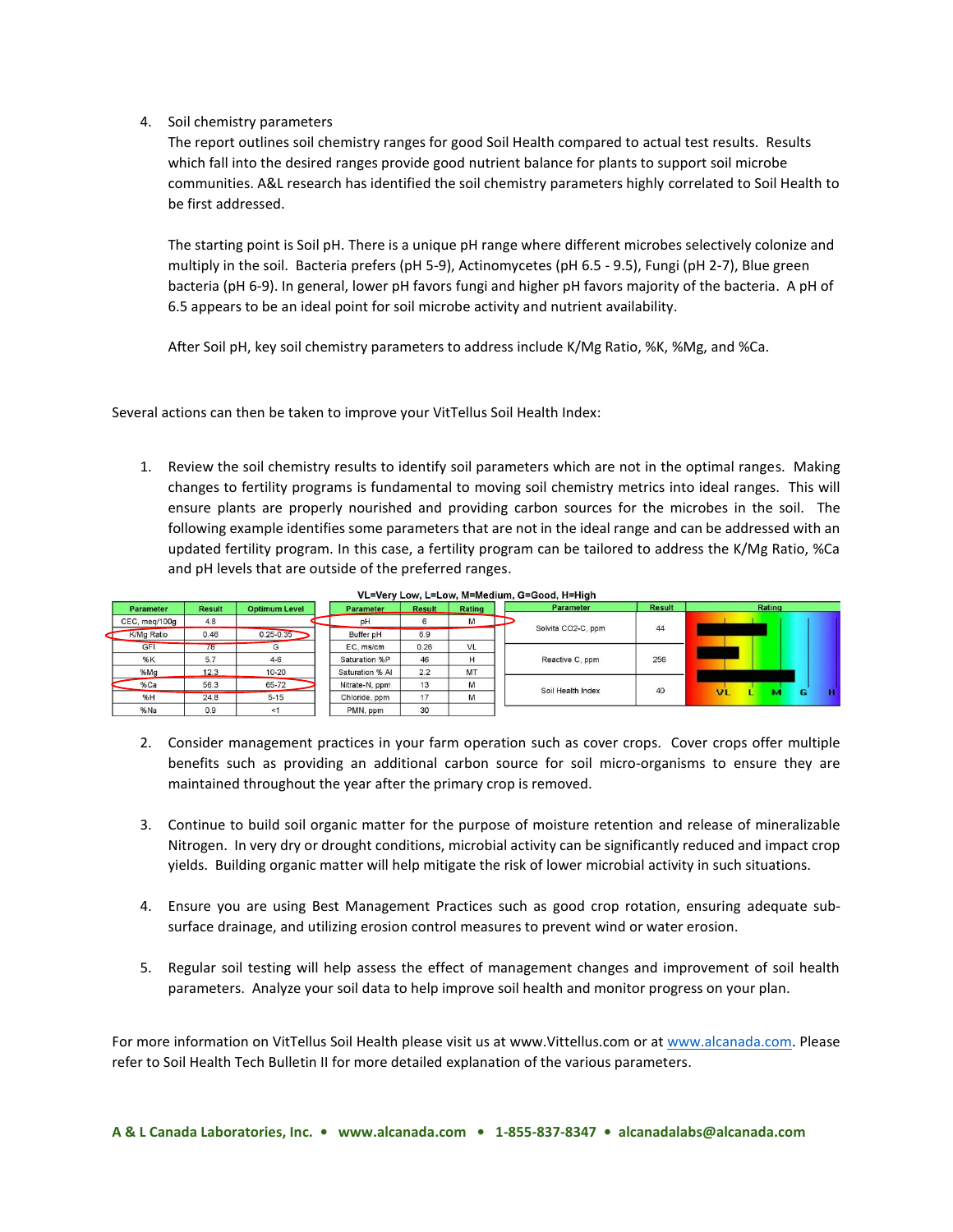4. Soil chemistry parameters
   The report outlines soil chemistry ranges for good Soil Health compared to actual test results. Results which fall into the desired ranges provide good nutrient balance for plants to support soil microbe communities. A&L research has identified the soil chemistry parameters highly correlated to Soil Health to be first addressed.

   The starting point is Soil pH. There is a unique pH range where different microbes selectively colonize and multiply in the soil. Bacteria prefers (pH 5-9), Actinomycetes (pH 6.5 - 9.5), Fungi (pH 2-7), Blue green bacteria (pH 6-9). In general, lower pH favors fungi and higher pH favors majority of the bacteria. A pH of 6.5 appears to be an ideal point for soil microbe activity and nutrient availability.

   After Soil pH, key soil chemistry parameters to address include K/Mg Ratio, %K, %Mg, and %Ca.

Several actions can then be taken to improve your VitTellus Soil Health Index:

1. Review the soil chemistry results to identify soil parameters which are not in the optimal ranges. Making changes to fertility programs is fundamental to moving soil chemistry metrics into ideal ranges. This will ensure plants are properly nourished and providing carbon sources for the microbes in the soil. The following example identifies some parameters that are not in the ideal range and can be addressed with an updated fertility program. In this case, a fertility program can be tailored to address the K/Mg Ratio, %Ca and pH levels that are outside of the preferred ranges.

| Parameter | Result | Optimum Level |
|---|---|---|
| CEC, meq/100g | 4.8 | |
| K/Mg Ratio | 0.46 | 0.25-0.35 |
| GFI | 78 | G |
| %K | 5.7 | 4-6 |
| %Mg | 12.3 | 10-20 |
| %Ca | 56.3 | 65-72 |
| %H | 24.8 | 5-15 |
| %Na | 0.9 | <1 |

VL=Very Low, L=Low, M=Medium, G=Good, H=High

| Parameter | Result | Rating |
|---|---|---|
| pH | 6 | M |
| Buffer pH | 6.9 | |
| EC, ms/cm | 0.26 | VL |
| Saturation %P | 46 | H |
| Saturation % Al | 2.2 | MT |
| Nitrate-N, ppm | 13 | M |
| Chloride, ppm | 17 | M |
| PMN, ppm | 30 | |

| Parameter | Result |
|---|---|
| Solvita CO2-C, ppm | 44 |
| Reactive C, ppm | 256 |
| Soil Health Index | 40 |

Rating

VL L M G H

2. Consider management practices in your farm operation such as cover crops. Cover crops offer multiple benefits such as providing an additional carbon source for soil micro-organisms to ensure they are maintained throughout the year after the primary crop is removed.

3. Continue to build soil organic matter for the purpose of moisture retention and release of mineralizable Nitrogen. In very dry or drought conditions, microbial activity can be significantly reduced and impact crop yields. Building organic matter will help mitigate the risk of lower microbial activity in such situations.

4. Ensure you are using Best Management Practices such as good crop rotation, ensuring adequate sub-surface drainage, and utilizing erosion control measures to prevent wind or water erosion.

5. Regular soil testing will help assess the effect of management changes and improvement of soil health parameters. Analyze your soil data to help improve soil health and monitor progress on your plan.

For more information on VitTellus Soil Health please visit us at www.Vittellus.com or at www.alcanada.com. Please refer to Soil Health Tech Bulletin II for more detailed explanation of the various parameters.

**A & L Canada Laboratories, Inc. • www.alcanada.com • 1-855-837-8347 • alcanadalabs@alcanada.com**